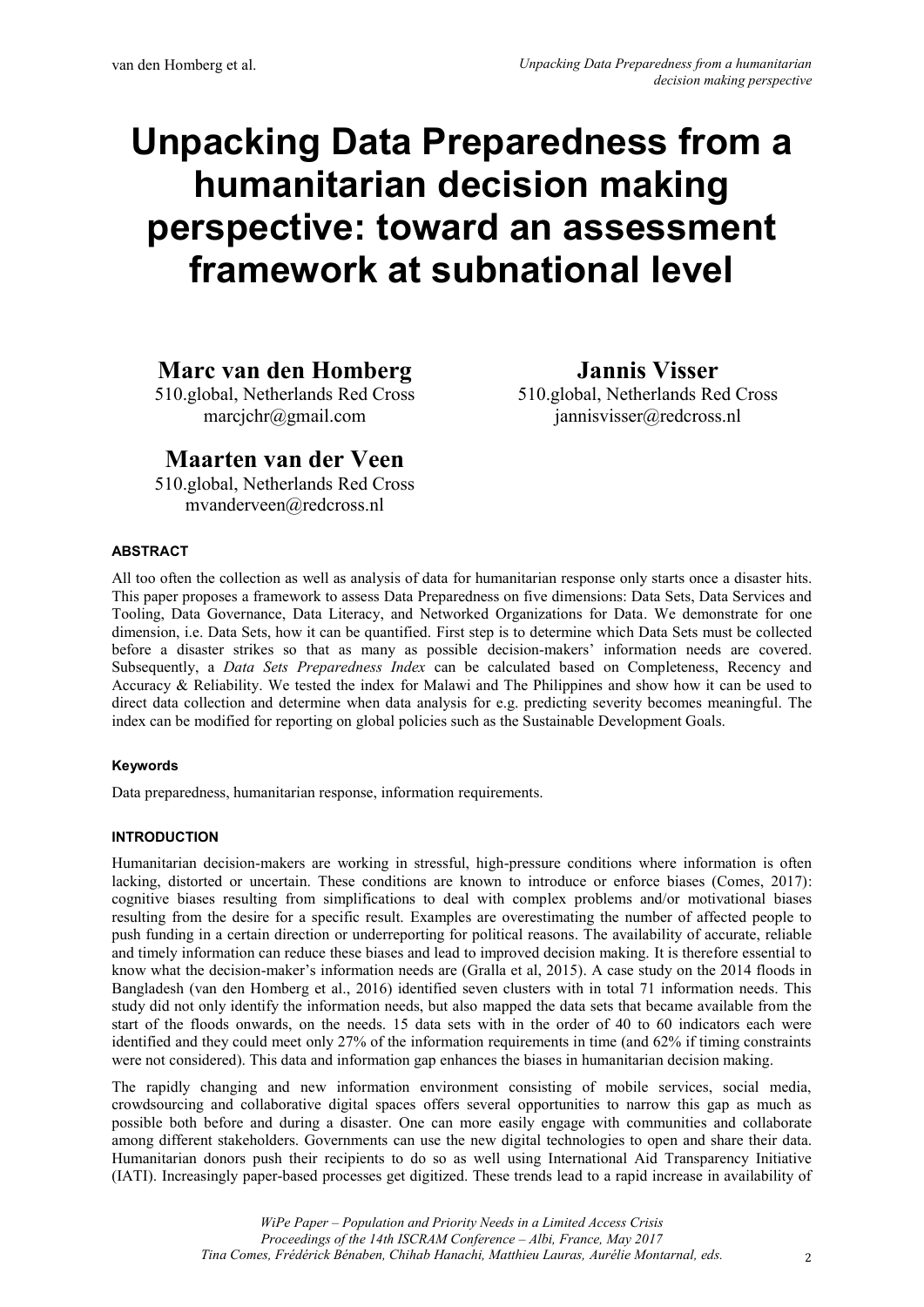# Unpacking Data Preparedness from a humanitarian decision making perspective: toward an assessment framework at subnational level

**Marc van den Homberg**
510.global, Netherlands Red Cross
marcjchr@gmail.com

**Jannis Visser**
510.global, Netherlands Red Cross
jannisvisser@redcross.nl

**Maarten van der Veen**
510.global, Netherlands Red Cross
mvanderveen@redcross.nl

## ABSTRACT

All too often the collection as well as analysis of data for humanitarian response only starts once a disaster hits. This paper proposes a framework to assess Data Preparedness on five dimensions: Data Sets, Data Services and Tooling, Data Governance, Data Literacy, and Networked Organizations for Data. We demonstrate for one dimension, i.e. Data Sets, how it can be quantified. First step is to determine which Data Sets must be collected before a disaster strikes so that as many as possible decision-makers' information needs are covered. Subsequently, a *Data Sets Preparedness Index* can be calculated based on Completeness, Recency and Accuracy & Reliability. We tested the index for Malawi and The Philippines and show how it can be used to direct data collection and determine when data analysis for e.g. predicting severity becomes meaningful. The index can be modified for reporting on global policies such as the Sustainable Development Goals.

### Keywords

Data preparedness, humanitarian response, information requirements.

## INTRODUCTION

Humanitarian decision-makers are working in stressful, high-pressure conditions where information is often lacking, distorted or uncertain. These conditions are known to introduce or enforce biases (Comes, 2017): cognitive biases resulting from simplifications to deal with complex problems and/or motivational biases resulting from the desire for a specific result. Examples are overestimating the number of affected people to push funding in a certain direction or underreporting for political reasons. The availability of accurate, reliable and timely information can reduce these biases and lead to improved decision making. It is therefore essential to know what the decision-maker's information needs are (Gralla et al, 2015). A case study on the 2014 floods in Bangladesh (van den Homberg et al., 2016) identified seven clusters with in total 71 information needs. This study did not only identify the information needs, but also mapped the data sets that became available from the start of the floods onwards, on the needs. 15 data sets with in the order of 40 to 60 indicators each were identified and they could meet only 27% of the information requirements in time (and 62% if timing constraints were not considered). This data and information gap enhances the biases in humanitarian decision making.

The rapidly changing and new information environment consisting of mobile services, social media, crowdsourcing and collaborative digital spaces offers several opportunities to narrow this gap as much as possible both before and during a disaster. One can more easily engage with communities and collaborate among different stakeholders. Governments can use the new digital technologies to open and share their data. Humanitarian donors push their recipients to do so as well using International Aid Transparency Initiative (IATI). Increasingly paper-based processes get digitized. These trends lead to a rapid increase in availability of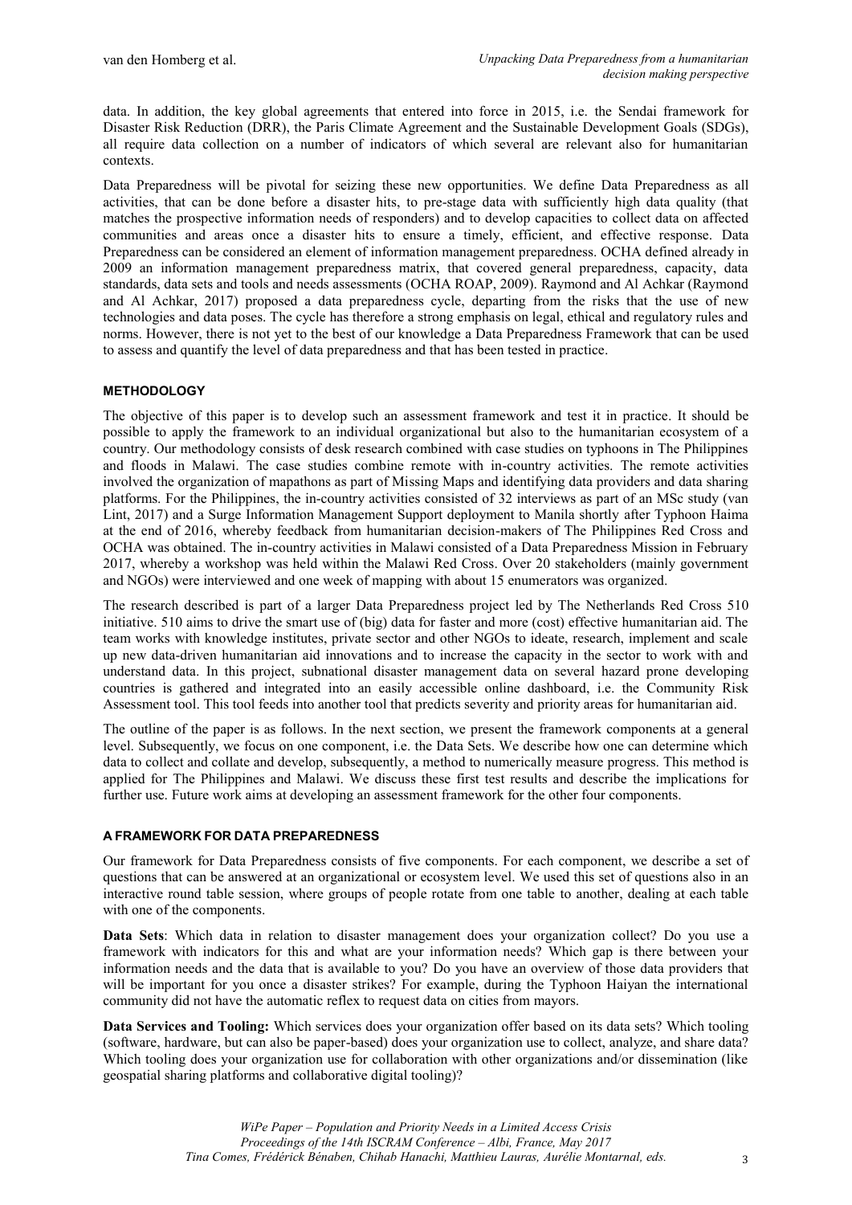data. In addition, the key global agreements that entered into force in 2015, i.e. the Sendai framework for Disaster Risk Reduction (DRR), the Paris Climate Agreement and the Sustainable Development Goals (SDGs), all require data collection on a number of indicators of which several are relevant also for humanitarian contexts.

Data Preparedness will be pivotal for seizing these new opportunities. We define Data Preparedness as all activities, that can be done before a disaster hits, to pre-stage data with sufficiently high data quality (that matches the prospective information needs of responders) and to develop capacities to collect data on affected communities and areas once a disaster hits to ensure a timely, efficient, and effective response. Data Preparedness can be considered an element of information management preparedness. OCHA defined already in 2009 an information management preparedness matrix, that covered general preparedness, capacity, data standards, data sets and tools and needs assessments (OCHA ROAP, 2009). Raymond and Al Achkar (Raymond and Al Achkar, 2017) proposed a data preparedness cycle, departing from the risks that the use of new technologies and data poses. The cycle has therefore a strong emphasis on legal, ethical and regulatory rules and norms. However, there is not yet to the best of our knowledge a Data Preparedness Framework that can be used to assess and quantify the level of data preparedness and that has been tested in practice.

## METHODOLOGY

The objective of this paper is to develop such an assessment framework and test it in practice. It should be possible to apply the framework to an individual organizational but also to the humanitarian ecosystem of a country. Our methodology consists of desk research combined with case studies on typhoons in The Philippines and floods in Malawi. The case studies combine remote with in-country activities. The remote activities involved the organization of mapathons as part of Missing Maps and identifying data providers and data sharing platforms. For the Philippines, the in-country activities consisted of 32 interviews as part of an MSc study (van Lint, 2017) and a Surge Information Management Support deployment to Manila shortly after Typhoon Haima at the end of 2016, whereby feedback from humanitarian decision-makers of The Philippines Red Cross and OCHA was obtained. The in-country activities in Malawi consisted of a Data Preparedness Mission in February 2017, whereby a workshop was held within the Malawi Red Cross. Over 20 stakeholders (mainly government and NGOs) were interviewed and one week of mapping with about 15 enumerators was organized.

The research described is part of a larger Data Preparedness project led by The Netherlands Red Cross 510 initiative. 510 aims to drive the smart use of (big) data for faster and more (cost) effective humanitarian aid. The team works with knowledge institutes, private sector and other NGOs to ideate, research, implement and scale up new data-driven humanitarian aid innovations and to increase the capacity in the sector to work with and understand data. In this project, subnational disaster management data on several hazard prone developing countries is gathered and integrated into an easily accessible online dashboard, i.e. the Community Risk Assessment tool. This tool feeds into another tool that predicts severity and priority areas for humanitarian aid.

The outline of the paper is as follows. In the next section, we present the framework components at a general level. Subsequently, we focus on one component, i.e. the Data Sets. We describe how one can determine which data to collect and collate and develop, subsequently, a method to numerically measure progress. This method is applied for The Philippines and Malawi. We discuss these first test results and describe the implications for further use. Future work aims at developing an assessment framework for the other four components.

## A FRAMEWORK FOR DATA PREPAREDNESS

Our framework for Data Preparedness consists of five components. For each component, we describe a set of questions that can be answered at an organizational or ecosystem level. We used this set of questions also in an interactive round table session, where groups of people rotate from one table to another, dealing at each table with one of the components.

**Data Sets**: Which data in relation to disaster management does your organization collect? Do you use a framework with indicators for this and what are your information needs? Which gap is there between your information needs and the data that is available to you? Do you have an overview of those data providers that will be important for you once a disaster strikes? For example, during the Typhoon Haiyan the international community did not have the automatic reflex to request data on cities from mayors.

**Data Services and Tooling:** Which services does your organization offer based on its data sets? Which tooling (software, hardware, but can also be paper-based) does your organization use to collect, analyze, and share data? Which tooling does your organization use for collaboration with other organizations and/or dissemination (like geospatial sharing platforms and collaborative digital tooling)?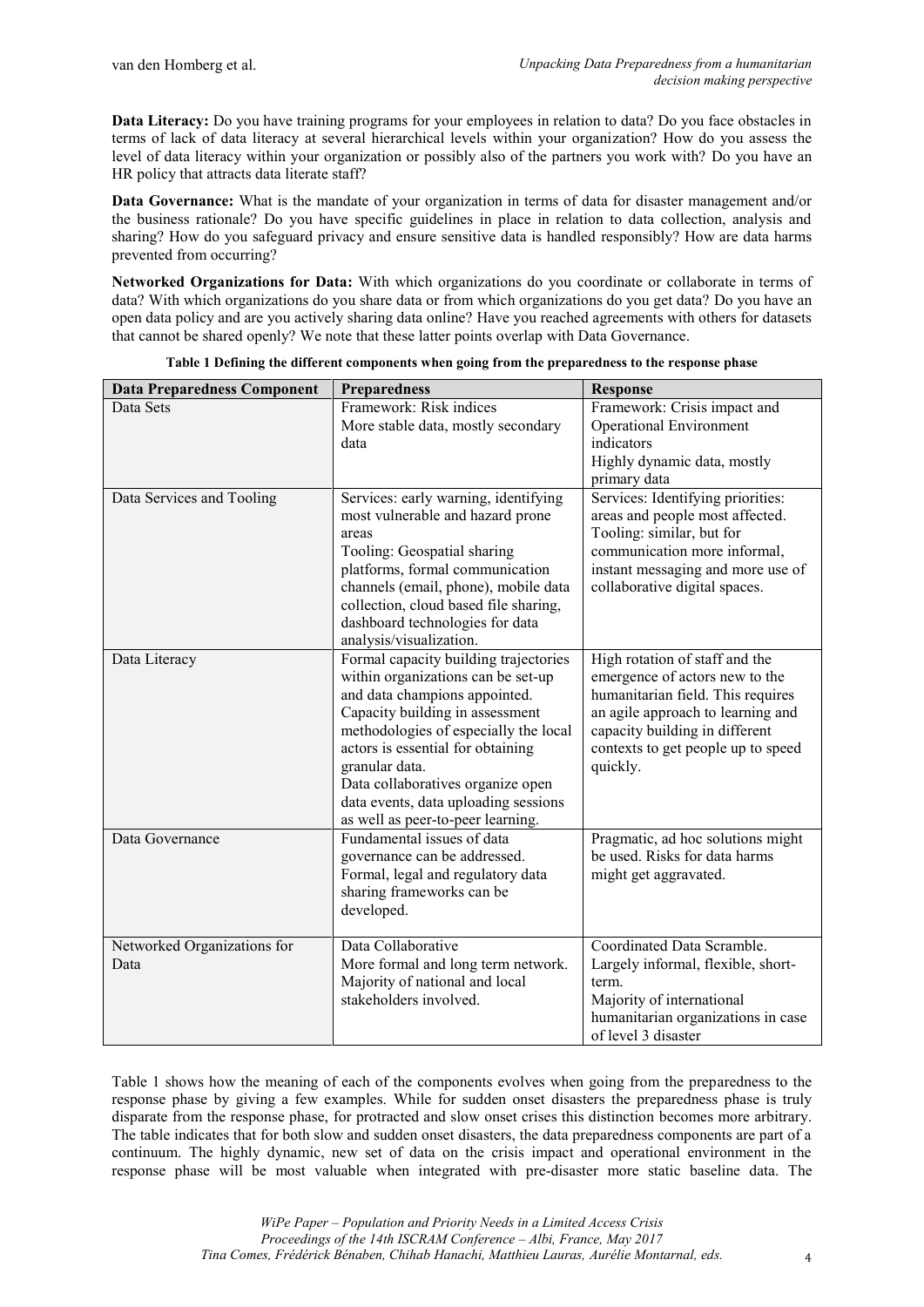**Data Literacy:** Do you have training programs for your employees in relation to data? Do you face obstacles in terms of lack of data literacy at several hierarchical levels within your organization? How do you assess the level of data literacy within your organization or possibly also of the partners you work with? Do you have an HR policy that attracts data literate staff?

**Data Governance:** What is the mandate of your organization in terms of data for disaster management and/or the business rationale? Do you have specific guidelines in place in relation to data collection, analysis and sharing? How do you safeguard privacy and ensure sensitive data is handled responsibly? How are data harms prevented from occurring?

**Networked Organizations for Data:** With which organizations do you coordinate or collaborate in terms of data? With which organizations do you share data or from which organizations do you get data? Do you have an open data policy and are you actively sharing data online? Have you reached agreements with others for datasets that cannot be shared openly? We note that these latter points overlap with Data Governance.

**Table 1 Defining the different components when going from the preparedness to the response phase**

| Data Preparedness Component | Preparedness | Response |
|---|---|---|
| Data Sets | Framework: Risk indices<br>More stable data, mostly secondary data | Framework: Crisis impact and Operational Environment indicators<br>Highly dynamic data, mostly primary data |
| Data Services and Tooling | Services: early warning, identifying most vulnerable and hazard prone areas<br>Tooling: Geospatial sharing platforms, formal communication channels (email, phone), mobile data collection, cloud based file sharing, dashboard technologies for data analysis/visualization. | Services: Identifying priorities: areas and people most affected.<br>Tooling: similar, but for communication more informal, instant messaging and more use of collaborative digital spaces. |
| Data Literacy | Formal capacity building trajectories within organizations can be set-up and data champions appointed.<br>Capacity building in assessment methodologies of especially the local actors is essential for obtaining granular data.<br>Data collaboratives organize open data events, data uploading sessions as well as peer-to-peer learning. | High rotation of staff and the emergence of actors new to the humanitarian field. This requires an agile approach to learning and capacity building in different contexts to get people up to speed quickly. |
| Data Governance | Fundamental issues of data governance can be addressed.<br>Formal, legal and regulatory data sharing frameworks can be developed. | Pragmatic, ad hoc solutions might be used. Risks for data harms might get aggravated. |
| Networked Organizations for Data | Data Collaborative<br>More formal and long term network.<br>Majority of national and local stakeholders involved. | Coordinated Data Scramble.<br>Largely informal, flexible, short-term.<br>Majority of international humanitarian organizations in case of level 3 disaster |

Table 1 shows how the meaning of each of the components evolves when going from the preparedness to the response phase by giving a few examples. While for sudden onset disasters the preparedness phase is truly disparate from the response phase, for protracted and slow onset crises this distinction becomes more arbitrary. The table indicates that for both slow and sudden onset disasters, the data preparedness components are part of a continuum. The highly dynamic, new set of data on the crisis impact and operational environment in the response phase will be most valuable when integrated with pre-disaster more static baseline data. The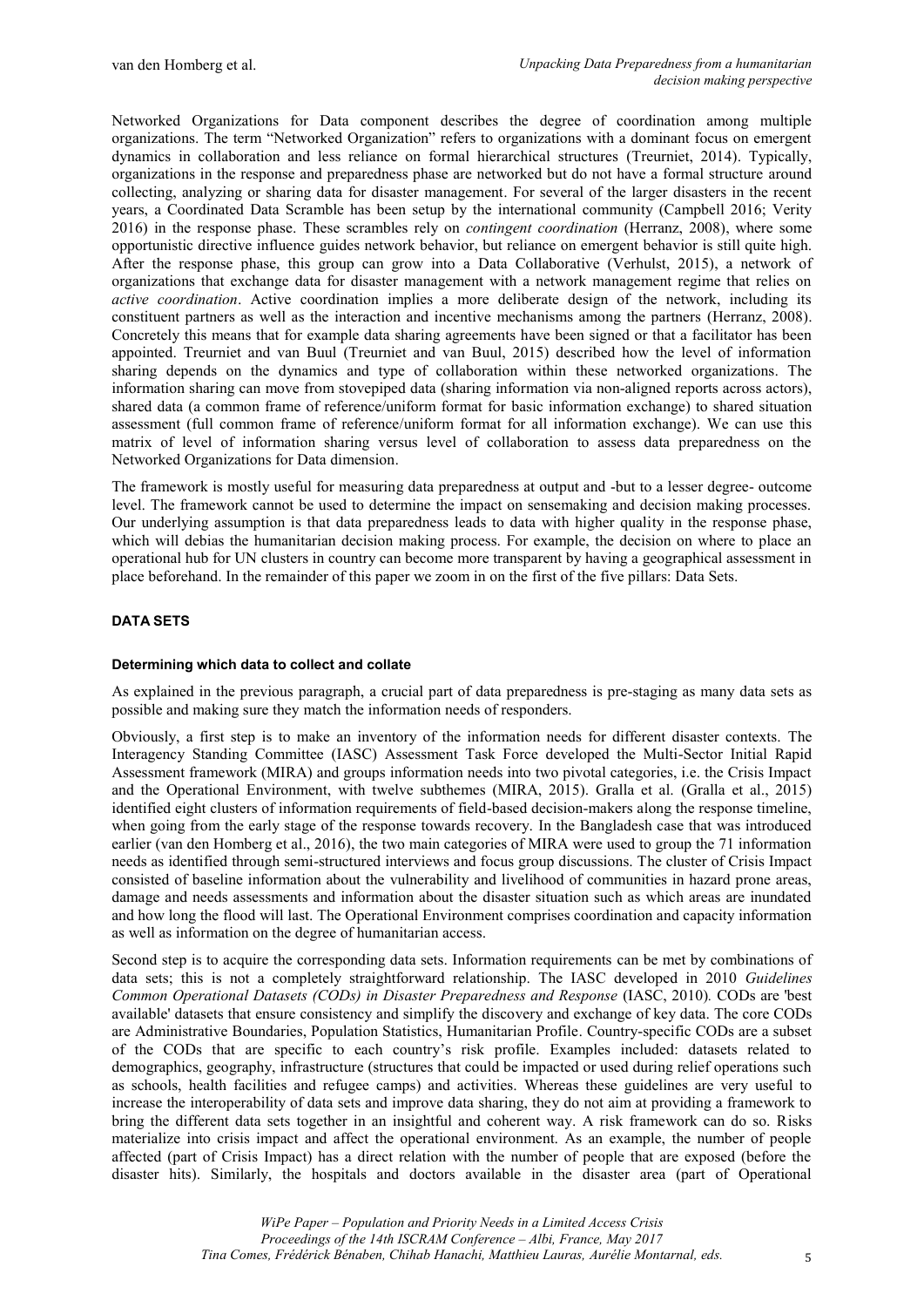Networked Organizations for Data component describes the degree of coordination among multiple organizations. The term "Networked Organization" refers to organizations with a dominant focus on emergent dynamics in collaboration and less reliance on formal hierarchical structures (Treurniet, 2014). Typically, organizations in the response and preparedness phase are networked but do not have a formal structure around collecting, analyzing or sharing data for disaster management. For several of the larger disasters in the recent years, a Coordinated Data Scramble has been setup by the international community (Campbell 2016; Verity 2016) in the response phase. These scrambles rely on *contingent coordination* (Herranz, 2008), where some opportunistic directive influence guides network behavior, but reliance on emergent behavior is still quite high. After the response phase, this group can grow into a Data Collaborative (Verhulst, 2015), a network of organizations that exchange data for disaster management with a network management regime that relies on *active coordination*. Active coordination implies a more deliberate design of the network, including its constituent partners as well as the interaction and incentive mechanisms among the partners (Herranz, 2008). Concretely this means that for example data sharing agreements have been signed or that a facilitator has been appointed. Treurniet and van Buul (Treurniet and van Buul, 2015) described how the level of information sharing depends on the dynamics and type of collaboration within these networked organizations. The information sharing can move from stovepiped data (sharing information via non-aligned reports across actors), shared data (a common frame of reference/uniform format for basic information exchange) to shared situation assessment (full common frame of reference/uniform format for all information exchange). We can use this matrix of level of information sharing versus level of collaboration to assess data preparedness on the Networked Organizations for Data dimension.

The framework is mostly useful for measuring data preparedness at output and -but to a lesser degree- outcome level. The framework cannot be used to determine the impact on sensemaking and decision making processes. Our underlying assumption is that data preparedness leads to data with higher quality in the response phase, which will debias the humanitarian decision making process. For example, the decision on where to place an operational hub for UN clusters in country can become more transparent by having a geographical assessment in place beforehand. In the remainder of this paper we zoom in on the first of the five pillars: Data Sets.

## DATA SETS

### Determining which data to collect and collate

As explained in the previous paragraph, a crucial part of data preparedness is pre-staging as many data sets as possible and making sure they match the information needs of responders.

Obviously, a first step is to make an inventory of the information needs for different disaster contexts. The Interagency Standing Committee (IASC) Assessment Task Force developed the Multi-Sector Initial Rapid Assessment framework (MIRA) and groups information needs into two pivotal categories, i.e. the Crisis Impact and the Operational Environment, with twelve subthemes (MIRA, 2015). Gralla et al. (Gralla et al., 2015) identified eight clusters of information requirements of field-based decision-makers along the response timeline, when going from the early stage of the response towards recovery. In the Bangladesh case that was introduced earlier (van den Homberg et al., 2016), the two main categories of MIRA were used to group the 71 information needs as identified through semi-structured interviews and focus group discussions. The cluster of Crisis Impact consisted of baseline information about the vulnerability and livelihood of communities in hazard prone areas, damage and needs assessments and information about the disaster situation such as which areas are inundated and how long the flood will last. The Operational Environment comprises coordination and capacity information as well as information on the degree of humanitarian access.

Second step is to acquire the corresponding data sets. Information requirements can be met by combinations of data sets; this is not a completely straightforward relationship. The IASC developed in 2010 *Guidelines Common Operational Datasets (CODs) in Disaster Preparedness and Response* (IASC, 2010). CODs are 'best available' datasets that ensure consistency and simplify the discovery and exchange of key data. The core CODs are Administrative Boundaries, Population Statistics, Humanitarian Profile. Country-specific CODs are a subset of the CODs that are specific to each country's risk profile. Examples included: datasets related to demographics, geography, infrastructure (structures that could be impacted or used during relief operations such as schools, health facilities and refugee camps) and activities. Whereas these guidelines are very useful to increase the interoperability of data sets and improve data sharing, they do not aim at providing a framework to bring the different data sets together in an insightful and coherent way. A risk framework can do so. Risks materialize into crisis impact and affect the operational environment. As an example, the number of people affected (part of Crisis Impact) has a direct relation with the number of people that are exposed (before the disaster hits). Similarly, the hospitals and doctors available in the disaster area (part of Operational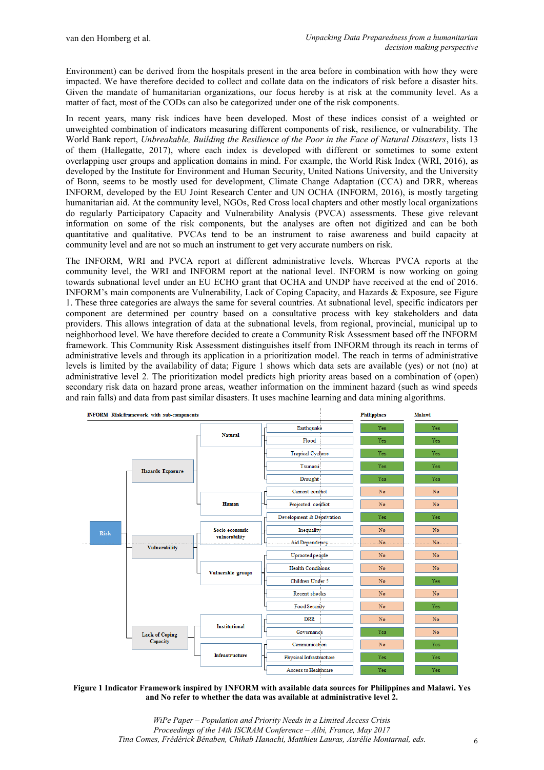Environment) can be derived from the hospitals present in the area before in combination with how they were impacted. We have therefore decided to collect and collate data on the indicators of risk before a disaster hits. Given the mandate of humanitarian organizations, our focus hereby is at risk at the community level. As a matter of fact, most of the CODs can also be categorized under one of the risk components.

In recent years, many risk indices have been developed. Most of these indices consist of a weighted or unweighted combination of indicators measuring different components of risk, resilience, or vulnerability. The World Bank report, *Unbreakable, Building the Resilience of the Poor in the Face of Natural Disasters*, lists 13 of them (Hallegatte, 2017), where each index is developed with different or sometimes to some extent overlapping user groups and application domains in mind. For example, the World Risk Index (WRI, 2016), as developed by the Institute for Environment and Human Security, United Nations University, and the University of Bonn, seems to be mostly used for development, Climate Change Adaptation (CCA) and DRR, whereas INFORM, developed by the EU Joint Research Center and UN OCHA (INFORM, 2016), is mostly targeting humanitarian aid. At the community level, NGOs, Red Cross local chapters and other mostly local organizations do regularly Participatory Capacity and Vulnerability Analysis (PVCA) assessments. These give relevant information on some of the risk components, but the analyses are often not digitized and can be both quantitative and qualitative. PVCAs tend to be an instrument to raise awareness and build capacity at community level and are not so much an instrument to get very accurate numbers on risk.

The INFORM, WRI and PVCA report at different administrative levels. Whereas PVCA reports at the community level, the WRI and INFORM report at the national level. INFORM is now working on going towards subnational level under an EU ECHO grant that OCHA and UNDP have received at the end of 2016. INFORM's main components are Vulnerability, Lack of Coping Capacity, and Hazards & Exposure, see Figure 1. These three categories are always the same for several countries. At subnational level, specific indicators per component are determined per country based on a consultative process with key stakeholders and data providers. This allows integration of data at the subnational levels, from regional, provincial, municipal up to neighborhood level. We have therefore decided to create a Community Risk Assessment based off the INFORM framework. This Community Risk Assessment distinguishes itself from INFORM through its reach in terms of administrative levels and through its application in a prioritization model. The reach in terms of administrative levels is limited by the availability of data; Figure 1 shows which data sets are available (yes) or not (no) at administrative level 2. The prioritization model predicts high priority areas based on a combination of (open) secondary risk data on hazard prone areas, weather information on the imminent hazard (such as wind speeds and rain falls) and data from past similar disasters. It uses machine learning and data mining algorithms.

| INFORM Risk framework with sub-components | | | | Philippines | Malawi |
|---|---|---|---|---|---|
| Risk | Hazards Exposure | Natural | Earthquake | Yes | Yes |
| | | | Flood | Yes | Yes |
| | | | Tropical Cyclone | Yes | Yes |
| | | | Tsunami | Yes | Yes |
| | | | Drought | Yes | Yes |
| | | Human | Current conflict | No | No |
| | | | Projected conflict | No | No |
| | Vulnerability | Socio-economic vulnerability | Development & Deprivation | Yes | Yes |
| | | | Inequality | No | No |
| | | | Aid Dependency | No | No |
| | | Vulnerable groups | Uprooted people | No | No |
| | | | Health Conditions | No | No |
| | | | Children Under 5 | No | Yes |
| | | | Recent shocks | No | No |
| | | | Food Security | No | Yes |
| | Lack of Coping Capacity | Institutional | DRR | No | No |
| | | | Governance | Yes | No |
| | | Infrastructure | Communication | No | Yes |
| | | | Physical Infrastructure | Yes | Yes |
| | | | Access to Healthcare | Yes | Yes |

**Figure 1 Indicator Framework inspired by INFORM with available data sources for Philippines and Malawi. Yes and No refer to whether the data was available at administrative level 2.**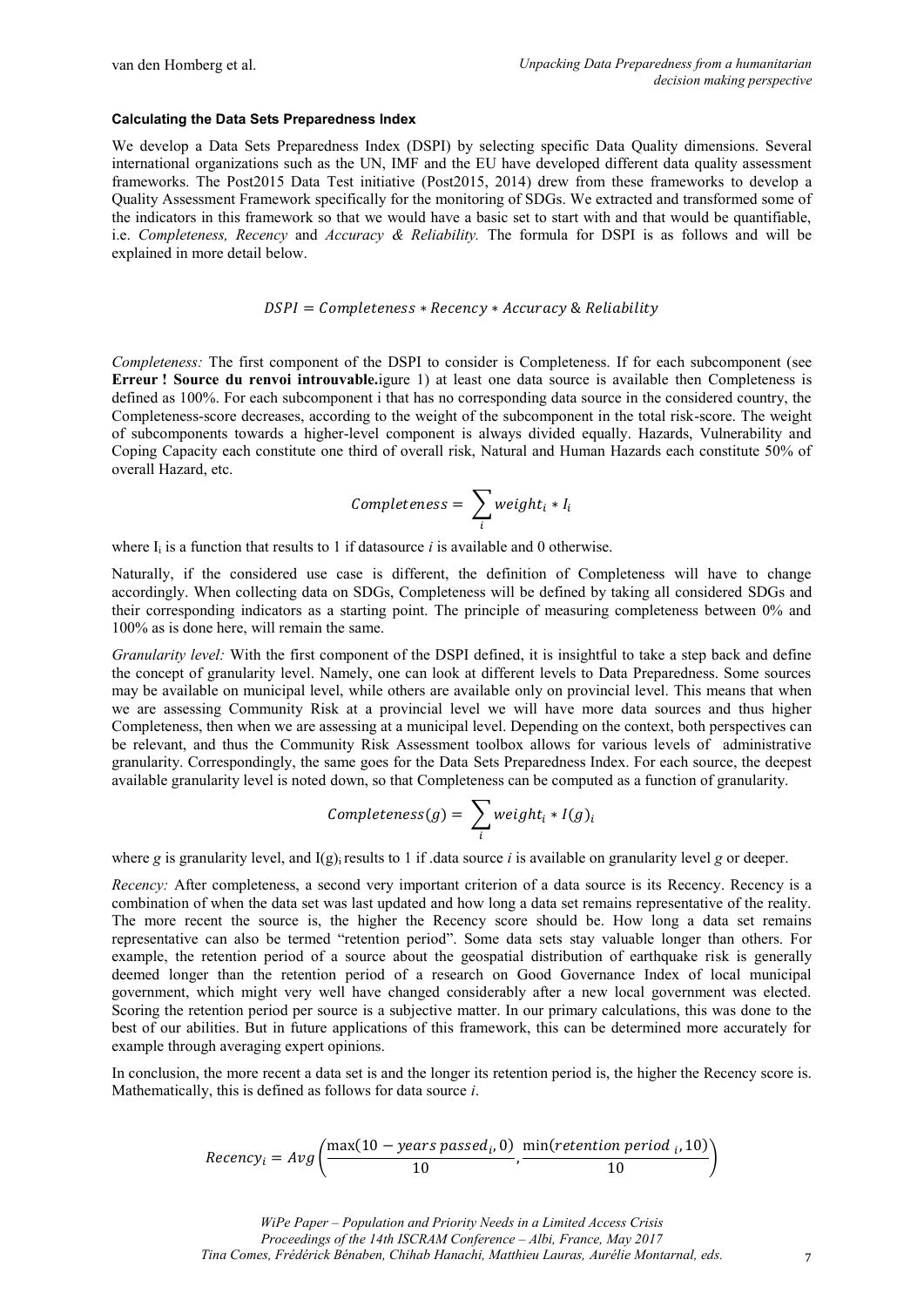#### Calculating the Data Sets Preparedness Index

We develop a Data Sets Preparedness Index (DSPI) by selecting specific Data Quality dimensions. Several international organizations such as the UN, IMF and the EU have developed different data quality assessment frameworks. The Post2015 Data Test initiative (Post2015, 2014) drew from these frameworks to develop a Quality Assessment Framework specifically for the monitoring of SDGs. We extracted and transformed some of the indicators in this framework so that we would have a basic set to start with and that would be quantifiable, i.e. *Completeness, Recency* and *Accuracy & Reliability.* The formula for DSPI is as follows and will be explained in more detail below.

$$DSPI = Completeness * Recency * Accuracy\ \&\ Reliability$$

*Completeness:* The first component of the DSPI to consider is Completeness. If for each subcomponent (see **Erreur ! Source du renvoi introuvable.**igure 1) at least one data source is available then Completeness is defined as 100%. For each subcomponent i that has no corresponding data source in the considered country, the Completeness-score decreases, according to the weight of the subcomponent in the total risk-score. The weight of subcomponents towards a higher-level component is always divided equally. Hazards, Vulnerability and Coping Capacity each constitute one third of overall risk, Natural and Human Hazards each constitute 50% of overall Hazard, etc.

$$Completeness = \sum_i weight_i * I_i$$

where $I_i$ is a function that results to 1 if datasource *i* is available and 0 otherwise.

Naturally, if the considered use case is different, the definition of Completeness will have to change accordingly. When collecting data on SDGs, Completeness will be defined by taking all considered SDGs and their corresponding indicators as a starting point. The principle of measuring completeness between 0% and 100% as is done here, will remain the same.

*Granularity level:* With the first component of the DSPI defined, it is insightful to take a step back and define the concept of granularity level. Namely, one can look at different levels to Data Preparedness. Some sources may be available on municipal level, while others are available only on provincial level. This means that when we are assessing Community Risk at a provincial level we will have more data sources and thus higher Completeness, then when we are assessing at a municipal level. Depending on the context, both perspectives can be relevant, and thus the Community Risk Assessment toolbox allows for various levels of administrative granularity. Correspondingly, the same goes for the Data Sets Preparedness Index. For each source, the deepest available granularity level is noted down, so that Completeness can be computed as a function of granularity.

$$Completeness(g) = \sum_i weight_i * I(g)_i$$

where *g* is granularity level, and $I(g)_i$ results to 1 if .data source *i* is available on granularity level *g* or deeper.

*Recency:* After completeness, a second very important criterion of a data source is its Recency. Recency is a combination of when the data set was last updated and how long a data set remains representative of the reality. The more recent the source is, the higher the Recency score should be. How long a data set remains representative can also be termed "retention period". Some data sets stay valuable longer than others. For example, the retention period of a source about the geospatial distribution of earthquake risk is generally deemed longer than the retention period of a research on Good Governance Index of local municipal government, which might very well have changed considerably after a new local government was elected. Scoring the retention period per source is a subjective matter. In our primary calculations, this was done to the best of our abilities. But in future applications of this framework, this can be determined more accurately for example through averaging expert opinions.

In conclusion, the more recent a data set is and the longer its retention period is, the higher the Recency score is. Mathematically, this is defined as follows for data source *i*.

$$Recency_i = Avg\left(\frac{\max(10 - years\ passed_i, 0)}{10}, \frac{\min(retention\ period\ _i, 10)}{10}\right)$$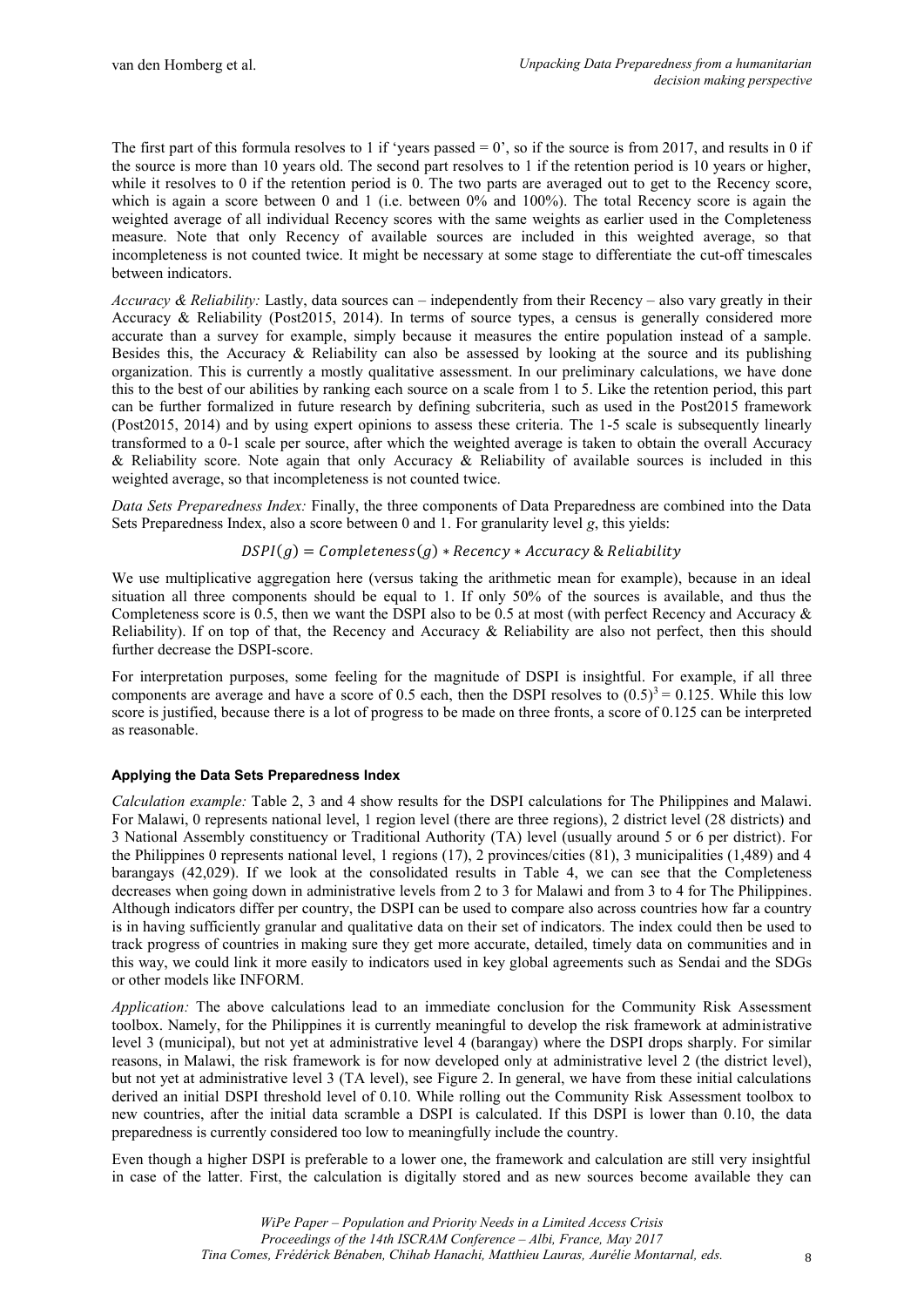The first part of this formula resolves to 1 if 'years passed = 0', so if the source is from 2017, and results in 0 if the source is more than 10 years old. The second part resolves to 1 if the retention period is 10 years or higher, while it resolves to 0 if the retention period is 0. The two parts are averaged out to get to the Recency score, which is again a score between 0 and 1 (i.e. between 0% and 100%). The total Recency score is again the weighted average of all individual Recency scores with the same weights as earlier used in the Completeness measure. Note that only Recency of available sources are included in this weighted average, so that incompleteness is not counted twice. It might be necessary at some stage to differentiate the cut-off timescales between indicators.

*Accuracy & Reliability:* Lastly, data sources can – independently from their Recency – also vary greatly in their Accuracy & Reliability (Post2015, 2014). In terms of source types, a census is generally considered more accurate than a survey for example, simply because it measures the entire population instead of a sample. Besides this, the Accuracy & Reliability can also be assessed by looking at the source and its publishing organization. This is currently a mostly qualitative assessment. In our preliminary calculations, we have done this to the best of our abilities by ranking each source on a scale from 1 to 5. Like the retention period, this part can be further formalized in future research by defining subcriteria, such as used in the Post2015 framework (Post2015, 2014) and by using expert opinions to assess these criteria. The 1-5 scale is subsequently linearly transformed to a 0-1 scale per source, after which the weighted average is taken to obtain the overall Accuracy & Reliability score. Note again that only Accuracy & Reliability of available sources is included in this weighted average, so that incompleteness is not counted twice.

*Data Sets Preparedness Index:* Finally, the three components of Data Preparedness are combined into the Data Sets Preparedness Index, also a score between 0 and 1. For granularity level *g*, this yields:

$$DSPI(g) = Completeness(g) * Recency * Accuracy \& Reliability$$

We use multiplicative aggregation here (versus taking the arithmetic mean for example), because in an ideal situation all three components should be equal to 1. If only 50% of the sources is available, and thus the Completeness score is 0.5, then we want the DSPI also to be 0.5 at most (with perfect Recency and Accuracy & Reliability). If on top of that, the Recency and Accuracy & Reliability are also not perfect, then this should further decrease the DSPI-score.

For interpretation purposes, some feeling for the magnitude of DSPI is insightful. For example, if all three components are average and have a score of 0.5 each, then the DSPI resolves to $(0.5)^3 = 0.125$. While this low score is justified, because there is a lot of progress to be made on three fronts, a score of 0.125 can be interpreted as reasonable.

#### Applying the Data Sets Preparedness Index

*Calculation example:* Table 2, 3 and 4 show results for the DSPI calculations for The Philippines and Malawi. For Malawi, 0 represents national level, 1 region level (there are three regions), 2 district level (28 districts) and 3 National Assembly constituency or Traditional Authority (TA) level (usually around 5 or 6 per district). For the Philippines 0 represents national level, 1 regions (17), 2 provinces/cities (81), 3 municipalities (1,489) and 4 barangays (42,029). If we look at the consolidated results in Table 4, we can see that the Completeness decreases when going down in administrative levels from 2 to 3 for Malawi and from 3 to 4 for The Philippines. Although indicators differ per country, the DSPI can be used to compare also across countries how far a country is in having sufficiently granular and qualitative data on their set of indicators. The index could then be used to track progress of countries in making sure they get more accurate, detailed, timely data on communities and in this way, we could link it more easily to indicators used in key global agreements such as Sendai and the SDGs or other models like INFORM.

*Application:* The above calculations lead to an immediate conclusion for the Community Risk Assessment toolbox. Namely, for the Philippines it is currently meaningful to develop the risk framework at administrative level 3 (municipal), but not yet at administrative level 4 (barangay) where the DSPI drops sharply. For similar reasons, in Malawi, the risk framework is for now developed only at administrative level 2 (the district level), but not yet at administrative level 3 (TA level), see Figure 2. In general, we have from these initial calculations derived an initial DSPI threshold level of 0.10. While rolling out the Community Risk Assessment toolbox to new countries, after the initial data scramble a DSPI is calculated. If this DSPI is lower than 0.10, the data preparedness is currently considered too low to meaningfully include the country.

Even though a higher DSPI is preferable to a lower one, the framework and calculation are still very insightful in case of the latter. First, the calculation is digitally stored and as new sources become available they can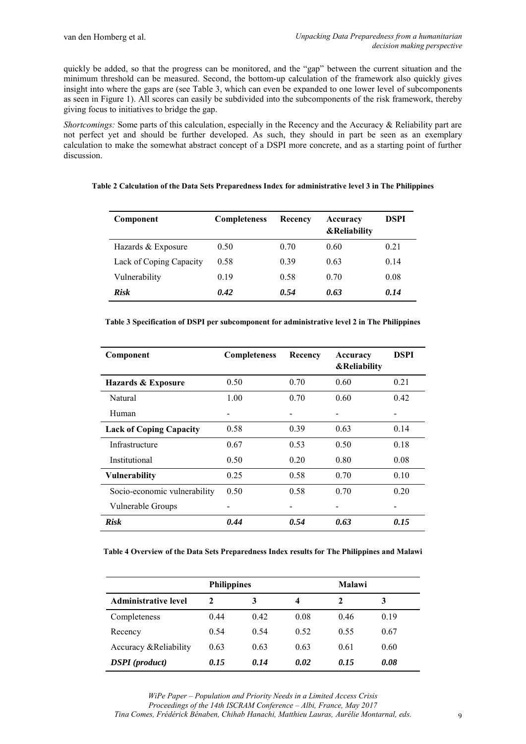quickly be added, so that the progress can be monitored, and the "gap" between the current situation and the minimum threshold can be measured. Second, the bottom-up calculation of the framework also quickly gives insight into where the gaps are (see Table 3, which can even be expanded to one lower level of subcomponents as seen in Figure 1). All scores can easily be subdivided into the subcomponents of the risk framework, thereby giving focus to initiatives to bridge the gap.

*Shortcomings:* Some parts of this calculation, especially in the Recency and the Accuracy & Reliability part are not perfect yet and should be further developed. As such, they should in part be seen as an exemplary calculation to make the somewhat abstract concept of a DSPI more concrete, and as a starting point of further discussion.

**Table 2 Calculation of the Data Sets Preparedness Index for administrative level 3 in The Philippines**

| Component | Completeness | Recency | Accuracy &Reliability | DSPI |
|---|---|---|---|---|
| Hazards & Exposure | 0.50 | 0.70 | 0.60 | 0.21 |
| Lack of Coping Capacity | 0.58 | 0.39 | 0.63 | 0.14 |
| Vulnerability | 0.19 | 0.58 | 0.70 | 0.08 |
| ***Risk*** | ***0.42*** | ***0.54*** | ***0.63*** | ***0.14*** |

**Table 3 Specification of DSPI per subcomponent for administrative level 2 in The Philippines**

| Component | Completeness | Recency | Accuracy &Reliability | DSPI |
|---|---|---|---|---|
| **Hazards & Exposure** | 0.50 | 0.70 | 0.60 | 0.21 |
| Natural | 1.00 | 0.70 | 0.60 | 0.42 |
| Human | - | - | - | - |
| **Lack of Coping Capacity** | 0.58 | 0.39 | 0.63 | 0.14 |
| Infrastructure | 0.67 | 0.53 | 0.50 | 0.18 |
| Institutional | 0.50 | 0.20 | 0.80 | 0.08 |
| **Vulnerability** | 0.25 | 0.58 | 0.70 | 0.10 |
| Socio-economic vulnerability | 0.50 | 0.58 | 0.70 | 0.20 |
| Vulnerable Groups | - | - | - | - |
| ***Risk*** | ***0.44*** | ***0.54*** | ***0.63*** | ***0.15*** |

**Table 4 Overview of the Data Sets Preparedness Index results for The Philippines and Malawi**

| | **Philippines** | | | **Malawi** | |
|---|---|---|---|---|---|
| **Administrative level** | **2** | **3** | **4** | **2** | **3** |
| Completeness | 0.44 | 0.42 | 0.08 | 0.46 | 0.19 |
| Recency | 0.54 | 0.54 | 0.52 | 0.55 | 0.67 |
| Accuracy &Reliability | 0.63 | 0.63 | 0.63 | 0.61 | 0.60 |
| ***DSPI (product)*** | ***0.15*** | ***0.14*** | ***0.02*** | ***0.15*** | ***0.08*** |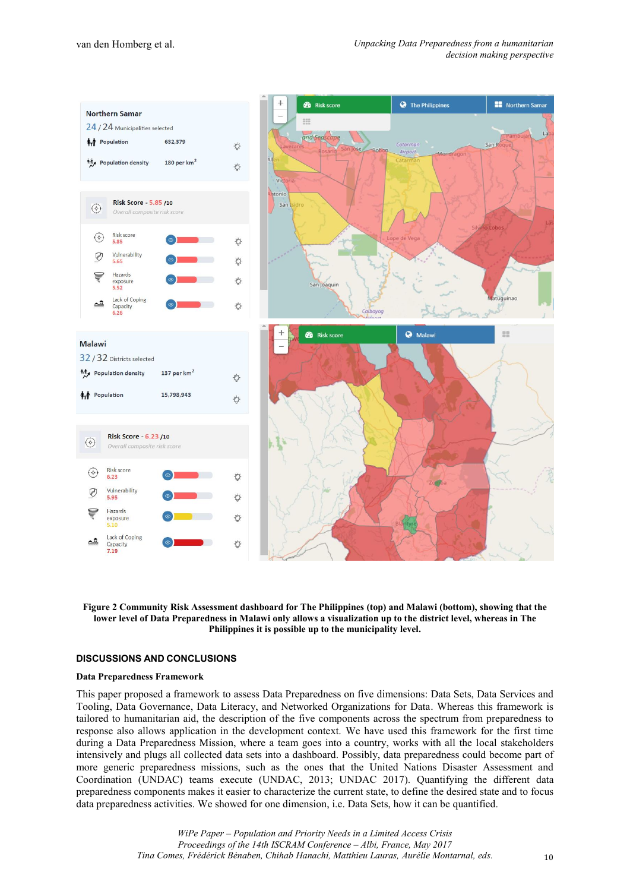**Figure 2 Community Risk Assessment dashboard for The Philippines (top) and Malawi (bottom), showing that the lower level of Data Preparedness in Malawi only allows a visualization up to the district level, whereas in The Philippines it is possible up to the municipality level.**

## DISCUSSIONS AND CONCLUSIONS

### Data Preparedness Framework

This paper proposed a framework to assess Data Preparedness on five dimensions: Data Sets, Data Services and Tooling, Data Governance, Data Literacy, and Networked Organizations for Data. Whereas this framework is tailored to humanitarian aid, the description of the five components across the spectrum from preparedness to response also allows application in the development context. We have used this framework for the first time during a Data Preparedness Mission, where a team goes into a country, works with all the local stakeholders intensively and plugs all collected data sets into a dashboard. Possibly, data preparedness could become part of more generic preparedness missions, such as the ones that the United Nations Disaster Assessment and Coordination (UNDAC) teams execute (UNDAC, 2013; UNDAC 2017). Quantifying the different data preparedness components makes it easier to characterize the current state, to define the desired state and to focus data preparedness activities. We showed for one dimension, i.e. Data Sets, how it can be quantified.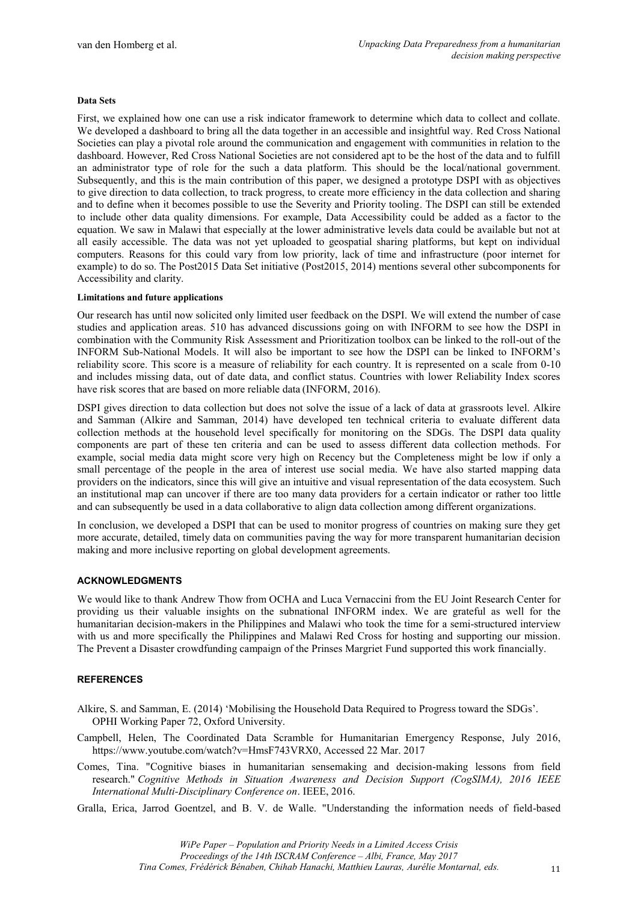#### Data Sets

First, we explained how one can use a risk indicator framework to determine which data to collect and collate. We developed a dashboard to bring all the data together in an accessible and insightful way. Red Cross National Societies can play a pivotal role around the communication and engagement with communities in relation to the dashboard. However, Red Cross National Societies are not considered apt to be the host of the data and to fulfill an administrator type of role for the such a data platform. This should be the local/national government. Subsequently, and this is the main contribution of this paper, we designed a prototype DSPI with as objectives to give direction to data collection, to track progress, to create more efficiency in the data collection and sharing and to define when it becomes possible to use the Severity and Priority tooling. The DSPI can still be extended to include other data quality dimensions. For example, Data Accessibility could be added as a factor to the equation. We saw in Malawi that especially at the lower administrative levels data could be available but not at all easily accessible. The data was not yet uploaded to geospatial sharing platforms, but kept on individual computers. Reasons for this could vary from low priority, lack of time and infrastructure (poor internet for example) to do so. The Post2015 Data Set initiative (Post2015, 2014) mentions several other subcomponents for Accessibility and clarity.

#### Limitations and future applications

Our research has until now solicited only limited user feedback on the DSPI. We will extend the number of case studies and application areas. 510 has advanced discussions going on with INFORM to see how the DSPI in combination with the Community Risk Assessment and Prioritization toolbox can be linked to the roll-out of the INFORM Sub-National Models. It will also be important to see how the DSPI can be linked to INFORM's reliability score. This score is a measure of reliability for each country. It is represented on a scale from 0-10 and includes missing data, out of date data, and conflict status. Countries with lower Reliability Index scores have risk scores that are based on more reliable data (INFORM, 2016).

DSPI gives direction to data collection but does not solve the issue of a lack of data at grassroots level. Alkire and Samman (Alkire and Samman, 2014) have developed ten technical criteria to evaluate different data collection methods at the household level specifically for monitoring on the SDGs. The DSPI data quality components are part of these ten criteria and can be used to assess different data collection methods. For example, social media data might score very high on Recency but the Completeness might be low if only a small percentage of the people in the area of interest use social media. We have also started mapping data providers on the indicators, since this will give an intuitive and visual representation of the data ecosystem. Such an institutional map can uncover if there are too many data providers for a certain indicator or rather too little and can subsequently be used in a data collaborative to align data collection among different organizations.

In conclusion, we developed a DSPI that can be used to monitor progress of countries on making sure they get more accurate, detailed, timely data on communities paving the way for more transparent humanitarian decision making and more inclusive reporting on global development agreements.

## ACKNOWLEDGMENTS

We would like to thank Andrew Thow from OCHA and Luca Vernaccini from the EU Joint Research Center for providing us their valuable insights on the subnational INFORM index. We are grateful as well for the humanitarian decision-makers in the Philippines and Malawi who took the time for a semi-structured interview with us and more specifically the Philippines and Malawi Red Cross for hosting and supporting our mission. The Prevent a Disaster crowdfunding campaign of the Prinses Margriet Fund supported this work financially.

## REFERENCES

Alkire, S. and Samman, E. (2014) 'Mobilising the Household Data Required to Progress toward the SDGs'. OPHI Working Paper 72, Oxford University.

Campbell, Helen, The Coordinated Data Scramble for Humanitarian Emergency Response, July 2016, https://www.youtube.com/watch?v=HmsF743VRX0, Accessed 22 Mar. 2017

Comes, Tina. "Cognitive biases in humanitarian sensemaking and decision-making lessons from field research." *Cognitive Methods in Situation Awareness and Decision Support (CogSIMA), 2016 IEEE International Multi-Disciplinary Conference on*. IEEE, 2016.

Gralla, Erica, Jarrod Goentzel, and B. V. de Walle. "Understanding the information needs of field-based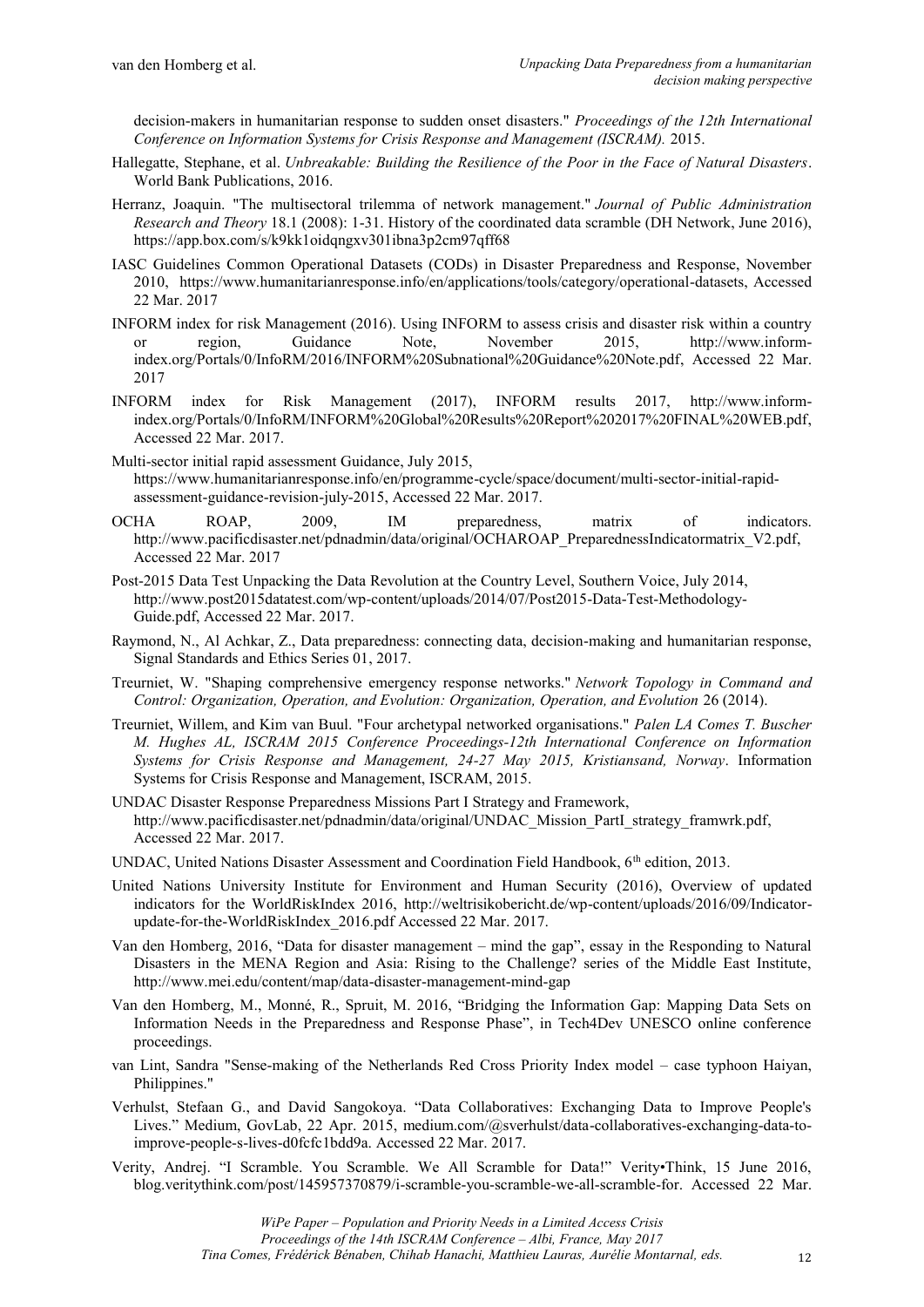decision-makers in humanitarian response to sudden onset disasters." *Proceedings of the 12th International Conference on Information Systems for Crisis Response and Management (ISCRAM).* 2015.

Hallegatte, Stephane, et al. *Unbreakable: Building the Resilience of the Poor in the Face of Natural Disasters*. World Bank Publications, 2016.

Herranz, Joaquin. "The multisectoral trilemma of network management." *Journal of Public Administration Research and Theory* 18.1 (2008): 1-31. History of the coordinated data scramble (DH Network, June 2016), https://app.box.com/s/k9kk1oidqngxv301ibna3p2cm97qff68

IASC Guidelines Common Operational Datasets (CODs) in Disaster Preparedness and Response, November 2010, https://www.humanitarianresponse.info/en/applications/tools/category/operational-datasets, Accessed 22 Mar. 2017

INFORM index for risk Management (2016). Using INFORM to assess crisis and disaster risk within a country or region, Guidance Note, November 2015, http://www.inform-index.org/Portals/0/InfoRM/2016/INFORM%20Subnational%20Guidance%20Note.pdf, Accessed 22 Mar. 2017

INFORM index for Risk Management (2017), INFORM results 2017, http://www.inform-index.org/Portals/0/InfoRM/INFORM%20Global%20Results%20Report%202017%20FINAL%20WEB.pdf, Accessed 22 Mar. 2017.

Multi-sector initial rapid assessment Guidance, July 2015, https://www.humanitarianresponse.info/en/programme-cycle/space/document/multi-sector-initial-rapid-assessment-guidance-revision-july-2015, Accessed 22 Mar. 2017.

OCHA ROAP, 2009, IM preparedness, matrix of indicators. http://www.pacificdisaster.net/pdnadmin/data/original/OCHAROAP_PreparednessIndicatormatrix_V2.pdf, Accessed 22 Mar. 2017

Post-2015 Data Test Unpacking the Data Revolution at the Country Level, Southern Voice, July 2014, http://www.post2015datatest.com/wp-content/uploads/2014/07/Post2015-Data-Test-Methodology-Guide.pdf, Accessed 22 Mar. 2017.

Raymond, N., Al Achkar, Z., Data preparedness: connecting data, decision-making and humanitarian response, Signal Standards and Ethics Series 01, 2017.

Treurniet, W. "Shaping comprehensive emergency response networks." *Network Topology in Command and Control: Organization, Operation, and Evolution: Organization, Operation, and Evolution* 26 (2014).

Treurniet, Willem, and Kim van Buul. "Four archetypal networked organisations." *Palen LA Comes T. Buscher M. Hughes AL, ISCRAM 2015 Conference Proceedings-12th International Conference on Information Systems for Crisis Response and Management, 24-27 May 2015, Kristiansand, Norway*. Information Systems for Crisis Response and Management, ISCRAM, 2015.

UNDAC Disaster Response Preparedness Missions Part I Strategy and Framework, http://www.pacificdisaster.net/pdnadmin/data/original/UNDAC_Mission_PartI_strategy_framwrk.pdf, Accessed 22 Mar. 2017.

UNDAC, United Nations Disaster Assessment and Coordination Field Handbook, 6th edition, 2013.

United Nations University Institute for Environment and Human Security (2016), Overview of updated indicators for the WorldRiskIndex 2016, http://weltrisikobericht.de/wp-content/uploads/2016/09/Indicator-update-for-the-WorldRiskIndex_2016.pdf Accessed 22 Mar. 2017.

Van den Homberg, 2016, "Data for disaster management – mind the gap", essay in the Responding to Natural Disasters in the MENA Region and Asia: Rising to the Challenge? series of the Middle East Institute, http://www.mei.edu/content/map/data-disaster-management-mind-gap

Van den Homberg, M., Monné, R., Spruit, M. 2016, "Bridging the Information Gap: Mapping Data Sets on Information Needs in the Preparedness and Response Phase", in Tech4Dev UNESCO online conference proceedings.

van Lint, Sandra "Sense-making of the Netherlands Red Cross Priority Index model – case typhoon Haiyan, Philippines."

Verhulst, Stefaan G., and David Sangokoya. "Data Collaboratives: Exchanging Data to Improve People's Lives." Medium, GovLab, 22 Apr. 2015, medium.com/@sverhulst/data-collaboratives-exchanging-data-to-improve-people-s-lives-d0fcfc1bdd9a. Accessed 22 Mar. 2017.

Verity, Andrej. "I Scramble. You Scramble. We All Scramble for Data!" Verity•Think, 15 June 2016, blog.veritythink.com/post/145957370879/i-scramble-you-scramble-we-all-scramble-for. Accessed 22 Mar.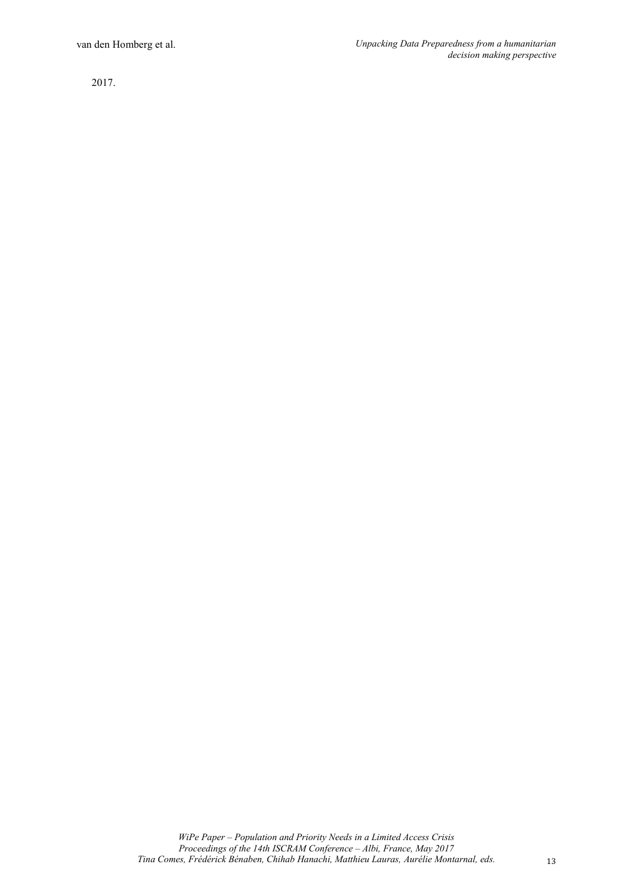2017.